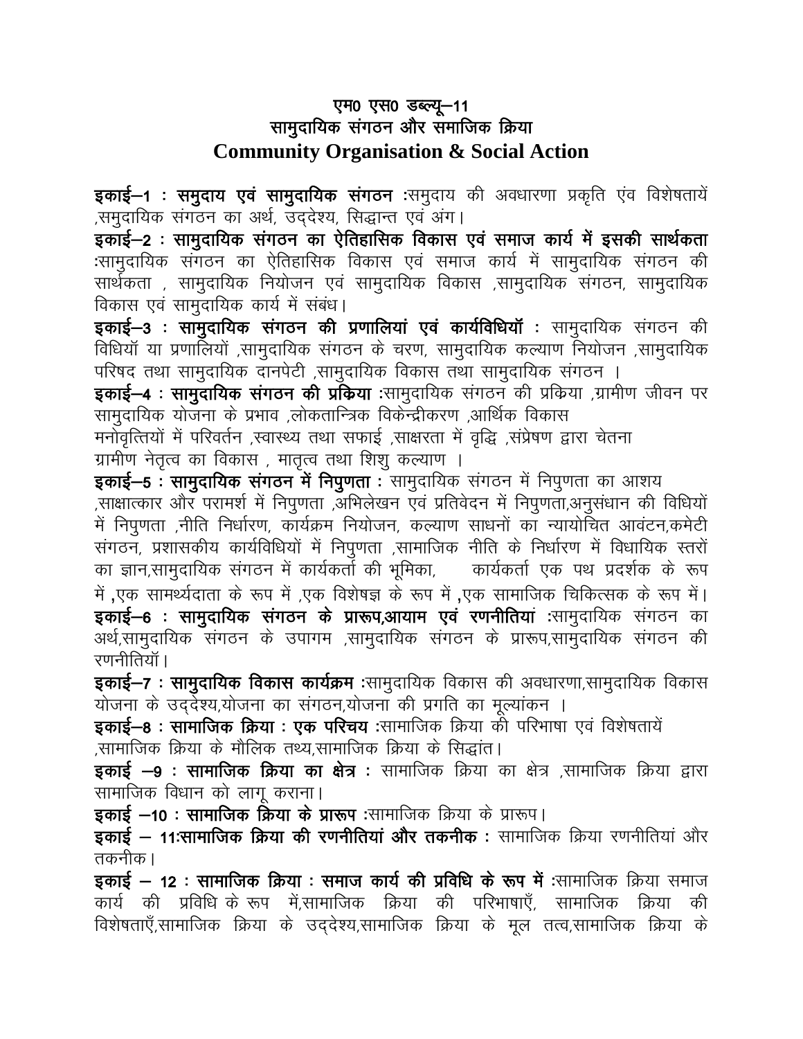# एम0 एस0 डब्ल्यू–11
# सामुदायिक संगठन और समाजिक क्रिया
# Community Organisation & Social Action

**इकाई–1 : समुदाय एवं सामुदायिक संगठन** :समुदाय की अवधारणा प्रकृति एंव विशेषतायें ,समुदायिक संगठन का अर्थ, उद्देश्य, सिद्धान्त एवं अंग।

**इकाई–2 : सामुदायिक संगठन का ऐतिहासिक विकास एवं समाज कार्य में इसकी सार्थकता** :सामुदायिक संगठन का ऐतिहासिक विकास एवं समाज कार्य में सामुदायिक संगठन की सार्थकता , सामुदायिक नियोजन एवं सामुदायिक विकास ,सामुदायिक संगठन, सामुदायिक विकास एवं सामुदायिक कार्य में संबंध।

**इकाई–3 : सामुदायिक संगठन की प्रणालियां एवं कार्यविधियॉ** : सामुदायिक संगठन की विधियॉ या प्रणालियों ,सामुदायिक संगठन के चरण, सामुदायिक कल्याण नियोजन ,सामुदायिक परिषद तथा सामुदायिक दानपेटी ,सामुदायिक विकास तथा सामुदायिक संगठन ।

**इकाई–4 : सामुदायिक संगठन की प्रक्रिया** :सामुदायिक संगठन की प्रक्रिया ,ग्रामीण जीवन पर सामुदायिक योजना के प्रभाव ,लोकतान्त्रिक विकेन्द्रीकरण ,आर्थिक विकास
मनोवृत्तियों में परिवर्तन ,स्वास्थ्य तथा सफाई ,साक्षरता में वृद्धि ,संप्रेषण द्वारा चेतना
ग्रामीण नेतृत्व का विकास , मातृत्व तथा शिशु कल्याण ।

**इकाई–5 : सामुदायिक संगठन में निपुणता** : सामुदायिक संगठन में निपुणता का आशय ,साक्षात्कार और परामर्श में निपुणता ,अभिलेखन एवं प्रतिवेदन में निपुणता,अनुसंधान की विधियों में निपुणता ,नीति निर्धारण, कार्यक्रम नियोजन, कल्याण साधनों का न्यायोचित आवंटन,कमेटी संगठन, प्रशासकीय कार्यविधियों में निपुणता ,सामाजिक नीति के निर्धारण में विधायिक स्तरों का ज्ञान,सामुदायिक संगठन में कार्यकर्ता की भूमिका, कार्यकर्ता एक पथ प्रदर्शक के रूप में ,एक सामर्थ्यदाता के रूप में ,एक विशेषज्ञ के रूप में ,एक सामाजिक चिकित्सक के रूप में।

**इकाई–6 : सामुदायिक संगठन के प्रारूप,आयाम एवं रणनीतियां** :सामुदायिक संगठन का अर्थ,सामुदायिक संगठन के उपागम ,सामुदायिक संगठन के प्रारूप,सामुदायिक संगठन की रणनीतियॉ।

**इकाई–7 : सामुदायिक विकास कार्यक्रम** :सामुदायिक विकास की अवधारणा,सामुदायिक विकास योजना के उद्देश्य,योजना का संगठन,योजना की प्रगति का मूल्यांकन ।

**इकाई–8 : सामाजिक क्रिया : एक परिचय** :सामाजिक क्रिया की परिभाषा एवं विशेषतायें ,सामाजिक क्रिया के मौलिक तथ्य,सामाजिक क्रिया के सिद्धांत।

**इकाई –9 : सामाजिक क्रिया का क्षेत्र** : सामाजिक क्रिया का क्षेत्र ,सामाजिक क्रिया द्वारा सामाजिक विधान को लागू कराना।

**इकाई –10 : सामाजिक क्रिया के प्रारूप** :सामाजिक क्रिया के प्रारूप।

**इकाई – 11:सामाजिक क्रिया की रणनीतियां और तकनीक** : सामाजिक क्रिया रणनीतियां और तकनीक।

**इकाई – 12 : सामाजिक क्रिया : समाज कार्य की प्रविधि के रूप में** :सामाजिक क्रिया समाज कार्य की प्रविधि के रूप में,सामाजिक क्रिया की परिभाषाएँ, सामाजिक क्रिया की विशेषताएँ,सामाजिक क्रिया के उद्देश्य,सामाजिक क्रिया के मूल तत्व,सामाजिक क्रिया के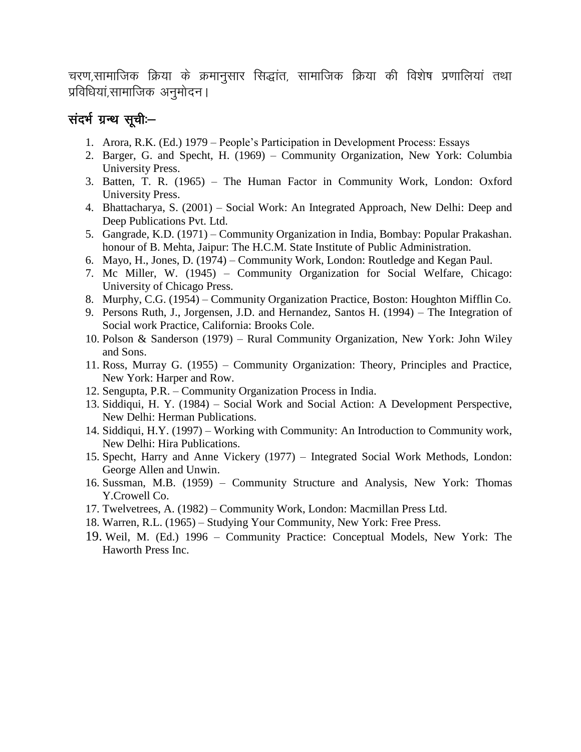चरण,सामाजिक क्रिया के क्रमानुसार सिद्धांत, सामाजिक क्रिया की विशेष प्रणालियां तथा प्रविधियां,सामाजिक अनुमोदन।

## संदर्भ ग्रन्थ सूचीः–

1. Arora, R.K. (Ed.) 1979 – People's Participation in Development Process: Essays
2. Barger, G. and Specht, H. (1969) – Community Organization, New York: Columbia University Press.
3. Batten, T. R. (1965) – The Human Factor in Community Work, London: Oxford University Press.
4. Bhattacharya, S. (2001) – Social Work: An Integrated Approach, New Delhi: Deep and Deep Publications Pvt. Ltd.
5. Gangrade, K.D. (1971) – Community Organization in India, Bombay: Popular Prakashan. honour of B. Mehta, Jaipur: The H.C.M. State Institute of Public Administration.
6. Mayo, H., Jones, D. (1974) – Community Work, London: Routledge and Kegan Paul.
7. Mc Miller, W. (1945) – Community Organization for Social Welfare, Chicago: University of Chicago Press.
8. Murphy, C.G. (1954) – Community Organization Practice, Boston: Houghton Mifflin Co.
9. Persons Ruth, J., Jorgensen, J.D. and Hernandez, Santos H. (1994) – The Integration of Social work Practice, California: Brooks Cole.
10. Polson & Sanderson (1979) – Rural Community Organization, New York: John Wiley and Sons.
11. Ross, Murray G. (1955) – Community Organization: Theory, Principles and Practice, New York: Harper and Row.
12. Sengupta, P.R. – Community Organization Process in India.
13. Siddiqui, H. Y. (1984) – Social Work and Social Action: A Development Perspective, New Delhi: Herman Publications.
14. Siddiqui, H.Y. (1997) – Working with Community: An Introduction to Community work, New Delhi: Hira Publications.
15. Specht, Harry and Anne Vickery (1977) – Integrated Social Work Methods, London: George Allen and Unwin.
16. Sussman, M.B. (1959) – Community Structure and Analysis, New York: Thomas Y.Crowell Co.
17. Twelvetrees, A. (1982) – Community Work, London: Macmillan Press Ltd.
18. Warren, R.L. (1965) – Studying Your Community, New York: Free Press.
19. Weil, M. (Ed.) 1996 – Community Practice: Conceptual Models, New York: The Haworth Press Inc.